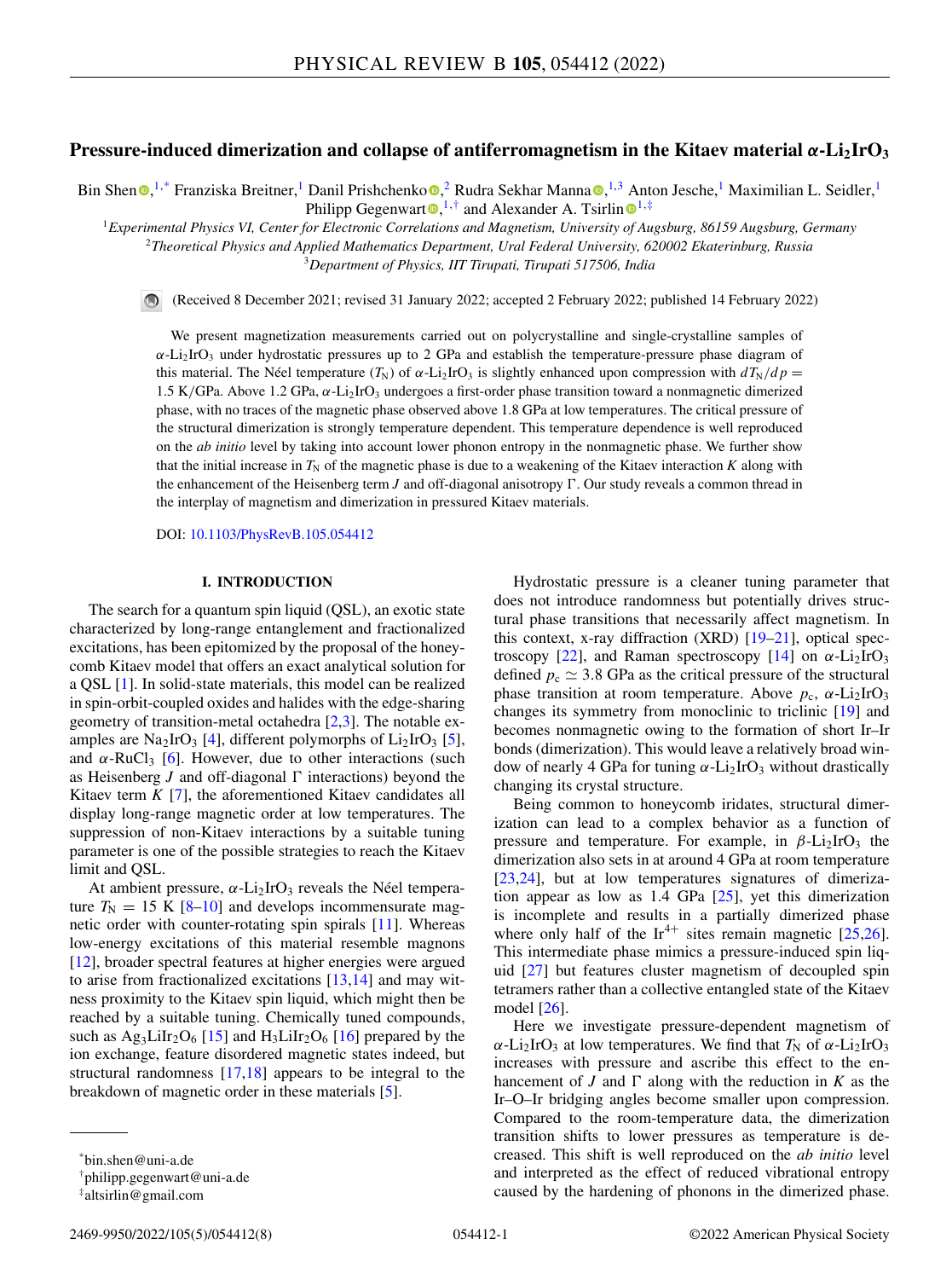# Pressure-induced dimerization and collapse of antiferromagnetism in the Kitaev material $\alpha$-$Li_2IrO_3$

Bin Shen[1,*] Franziska Breitner,[1] Danil Prishchenko,[2] Rudra Sekhar Manna,[1,3] Anton Jesche,[1] Maximilian L. Seidler,[1] Philipp Gegenwart,[1,†] and Alexander A. Tsirlin[1,‡]

[1] *Experimental Physics VI, Center for Electronic Correlations and Magnetism, University of Augsburg, 86159 Augsburg, Germany*
[2] *Theoretical Physics and Applied Mathematics Department, Ural Federal University, 620002 Ekaterinburg, Russia*
[3] *Department of Physics, IIT Tirupati, Tirupati 517506, India*

(Received 8 December 2021; revised 31 January 2022; accepted 2 February 2022; published 14 February 2022)

We present magnetization measurements carried out on polycrystalline and single-crystalline samples of $\alpha$-$Li_2IrO_3$ under hydrostatic pressures up to 2 GPa and establish the temperature-pressure phase diagram of this material. The Néel temperature ($T_N$) of $\alpha$-$Li_2IrO_3$ is slightly enhanced upon compression with $dT_N/dp = 1.5$ K/GPa. Above 1.2 GPa, $\alpha$-$Li_2IrO_3$ undergoes a first-order phase transition toward a nonmagnetic dimerized phase, with no traces of the magnetic phase observed above 1.8 GPa at low temperatures. The critical pressure of the structural dimerization is strongly temperature dependent. This temperature dependence is well reproduced on the *ab initio* level by taking into account lower phonon entropy in the nonmagnetic phase. We further show that the initial increase in $T_N$ of the magnetic phase is due to a weakening of the Kitaev interaction $K$ along with the enhancement of the Heisenberg term $J$ and off-diagonal anisotropy $\Gamma$. Our study reveals a common thread in the interplay of magnetism and dimerization in pressured Kitaev materials.

DOI: 10.1103/PhysRevB.105.054412

## I. INTRODUCTION

The search for a quantum spin liquid (QSL), an exotic state characterized by long-range entanglement and fractionalized excitations, has been epitomized by the proposal of the honeycomb Kitaev model that offers an exact analytical solution for a QSL [1]. In solid-state materials, this model can be realized in spin-orbit-coupled oxides and halides with the edge-sharing geometry of transition-metal octahedra [2,3]. The notable examples are $Na_2IrO_3$ [4], different polymorphs of $Li_2IrO_3$ [5], and $\alpha$-$RuCl_3$ [6]. However, due to other interactions (such as Heisenberg $J$ and off-diagonal $\Gamma$ interactions) beyond the Kitaev term $K$ [7], the aforementioned Kitaev candidates all display long-range magnetic order at low temperatures. The suppression of non-Kitaev interactions by a suitable tuning parameter is one of the possible strategies to reach the Kitaev limit and QSL.

At ambient pressure, $\alpha$-$Li_2IrO_3$ reveals the Néel temperature $T_N = 15$ K [8–10] and develops incommensurate magnetic order with counter-rotating spin spirals [11]. Whereas low-energy excitations of this material resemble magnons [12], broader spectral features at higher energies were argued to arise from fractionalized excitations [13,14] and may witness proximity to the Kitaev spin liquid, which might then be reached by a suitable tuning. Chemically tuned compounds, such as $Ag_3LiIr_2O_6$ [15] and $H_3LiIr_2O_6$ [16] prepared by the ion exchange, feature disordered magnetic states indeed, but structural randomness [17,18] appears to be integral to the breakdown of magnetic order in these materials [5].

Hydrostatic pressure is a cleaner tuning parameter that does not introduce randomness but potentially drives structural phase transitions that necessarily affect magnetism. In this context, x-ray diffraction (XRD) [19–21], optical spectroscopy [22], and Raman spectroscopy [14] on $\alpha$-$Li_2IrO_3$ defined $p_c \simeq 3.8$ GPa as the critical pressure of the structural phase transition at room temperature. Above $p_c$, $\alpha$-$Li_2IrO_3$ changes its symmetry from monoclinic to triclinic [19] and becomes nonmagnetic owing to the formation of short Ir–Ir bonds (dimerization). This would leave a relatively broad window of nearly 4 GPa for tuning $\alpha$-$Li_2IrO_3$ without drastically changing its crystal structure.

Being common to honeycomb iridates, structural dimerization can lead to a complex behavior as a function of pressure and temperature. For example, in $\beta$-$Li_2IrO_3$ the dimerization also sets in at around 4 GPa at room temperature [23,24], but at low temperatures signatures of dimerization appear as low as 1.4 GPa [25], yet this dimerization is incomplete and results in a partially dimerized phase where only half of the $Ir^{4+}$ sites remain magnetic [25,26]. This intermediate phase mimics a pressure-induced spin liquid [27] but features cluster magnetism of decoupled spin tetramers rather than a collective entangled state of the Kitaev model [26].

Here we investigate pressure-dependent magnetism of $\alpha$-$Li_2IrO_3$ at low temperatures. We find that $T_N$ of $\alpha$-$Li_2IrO_3$ increases with pressure and ascribe this effect to the enhancement of $J$ and $\Gamma$ along with the reduction in $K$ as the Ir–O–Ir bridging angles become smaller upon compression. Compared to the room-temperature data, the dimerization transition shifts to lower pressures as temperature is decreased. This shift is well reproduced on the *ab initio* level and interpreted as the effect of reduced vibrational entropy caused by the hardening of phonons in the dimerized phase.

*bin.shen@uni-a.de
†philipp.gegenwart@uni-a.de
‡altsirlin@gmail.com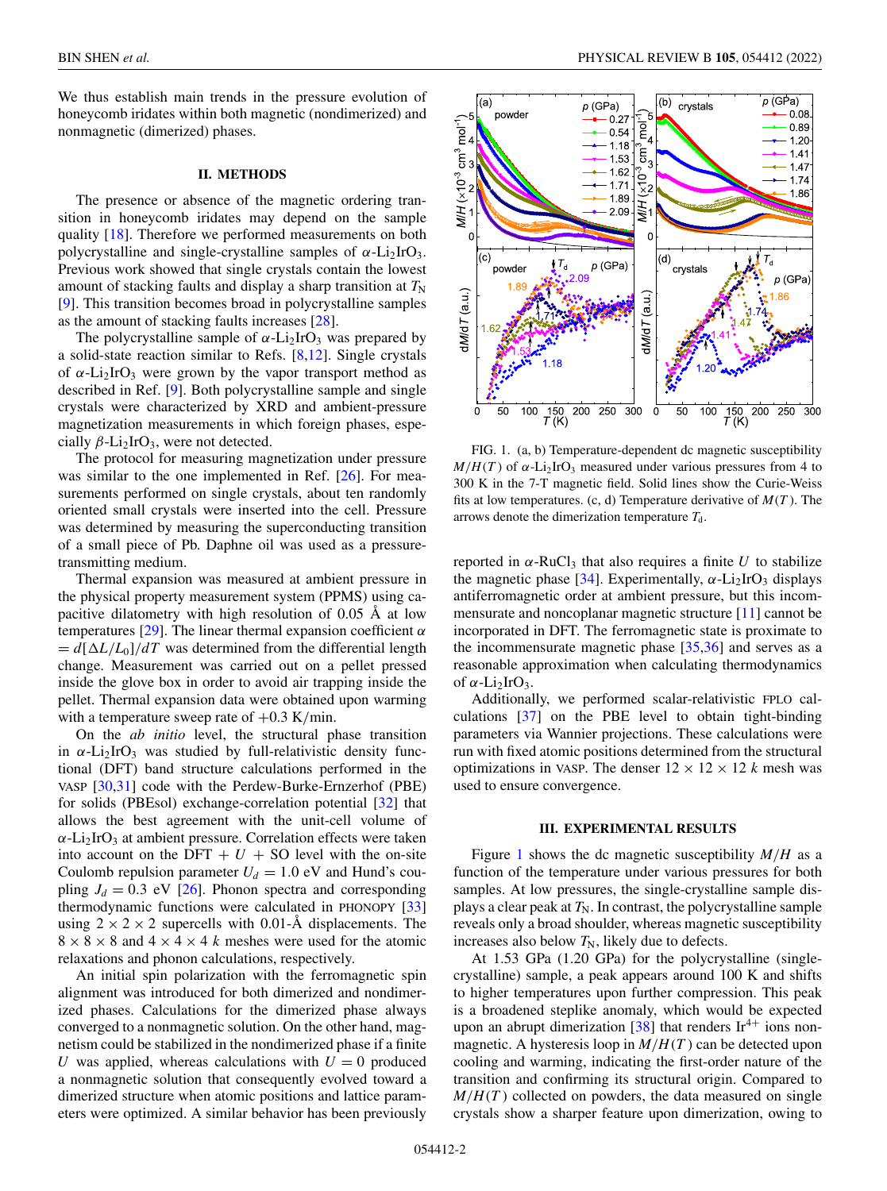We thus establish main trends in the pressure evolution of honeycomb iridates within both magnetic (nondimerized) and nonmagnetic (dimerized) phases.

## II. METHODS

The presence or absence of the magnetic ordering transition in honeycomb iridates may depend on the sample quality [18]. Therefore we performed measurements on both polycrystalline and single-crystalline samples of $\alpha$-$Li_2IrO_3$. Previous work showed that single crystals contain the lowest amount of stacking faults and display a sharp transition at $T_N$ [9]. This transition becomes broad in polycrystalline samples as the amount of stacking faults increases [28].

The polycrystalline sample of $\alpha$-$Li_2IrO_3$ was prepared by a solid-state reaction similar to Refs. [8,12]. Single crystals of $\alpha$-$Li_2IrO_3$ were grown by the vapor transport method as described in Ref. [9]. Both polycrystalline sample and single crystals were characterized by XRD and ambient-pressure magnetization measurements in which foreign phases, especially $\beta$-$Li_2IrO_3$, were not detected.

The protocol for measuring magnetization under pressure was similar to the one implemented in Ref. [26]. For measurements performed on single crystals, about ten randomly oriented small crystals were inserted into the cell. Pressure was determined by measuring the superconducting transition of a small piece of Pb. Daphne oil was used as a pressure-transmitting medium.

Thermal expansion was measured at ambient pressure in the physical property measurement system (PPMS) using capacitive dilatometry with high resolution of 0.05 Å at low temperatures [29]. The linear thermal expansion coefficient $\alpha = d[\Delta L/L_0]/dT$ was determined from the differential length change. Measurement was carried out on a pellet pressed inside the glove box in order to avoid air trapping inside the pellet. Thermal expansion data were obtained upon warming with a temperature sweep rate of +0.3 K/min.

On the *ab initio* level, the structural phase transition in $\alpha$-$Li_2IrO_3$ was studied by full-relativistic density functional (DFT) band structure calculations performed in the VASP [30,31] code with the Perdew-Burke-Ernzerhof (PBE) for solids (PBEsol) exchange-correlation potential [32] that allows the best agreement with the unit-cell volume of $\alpha$-$Li_2IrO_3$ at ambient pressure. Correlation effects were taken into account on the DFT + $U$ + SO level with the on-site Coulomb repulsion parameter $U_d = 1.0$ eV and Hund's coupling $J_d = 0.3$ eV [26]. Phonon spectra and corresponding thermodynamic functions were calculated in PHONOPY [33] using $2 \times 2 \times 2$ supercells with 0.01-Å displacements. The $8 \times 8 \times 8$ and $4 \times 4 \times 4$ $k$ meshes were used for the atomic relaxations and phonon calculations, respectively.

An initial spin polarization with the ferromagnetic spin alignment was introduced for both dimerized and nondimerized phases. Calculations for the dimerized phase always converged to a nonmagnetic solution. On the other hand, magnetism could be stabilized in the nondimerized phase if a finite $U$ was applied, whereas calculations with $U = 0$ produced a nonmagnetic solution that consequently evolved toward a dimerized structure when atomic positions and lattice parameters were optimized. A similar behavior has been previously reported in $\alpha$-$RuCl_3$ that also requires a finite $U$ to stabilize the magnetic phase [34]. Experimentally, $\alpha$-$Li_2IrO_3$ displays antiferromagnetic order at ambient pressure, but this incommensurate and noncoplanar magnetic structure [11] cannot be incorporated in DFT. The ferromagnetic state is proximate to the incommensurate magnetic phase [35,36] and serves as a reasonable approximation when calculating thermodynamics of $\alpha$-$Li_2IrO_3$.

Additionally, we performed scalar-relativistic FPLO calculations [37] on the PBE level to obtain tight-binding parameters via Wannier projections. These calculations were run with fixed atomic positions determined from the structural optimizations in VASP. The denser $12 \times 12 \times 12$ $k$ mesh was used to ensure convergence.

FIG. 1. (a, b) Temperature-dependent dc magnetic susceptibility $M/H(T)$ of $\alpha$-$Li_2IrO_3$ measured under various pressures from 4 to 300 K in the 7-T magnetic field. Solid lines show the Curie-Weiss fits at low temperatures. (c, d) Temperature derivative of $M(T)$. The arrows denote the dimerization temperature $T_d$.

## III. EXPERIMENTAL RESULTS

Figure 1 shows the dc magnetic susceptibility $M/H$ as a function of the temperature under various pressures for both samples. At low pressures, the single-crystalline sample displays a clear peak at $T_N$. In contrast, the polycrystalline sample reveals only a broad shoulder, whereas magnetic susceptibility increases also below $T_N$, likely due to defects.

At 1.53 GPa (1.20 GPa) for the polycrystalline (single-crystalline) sample, a peak appears around 100 K and shifts to higher temperatures upon further compression. This peak is a broadened steplike anomaly, which would be expected upon an abrupt dimerization [38] that renders $Ir^{4+}$ ions nonmagnetic. A hysteresis loop in $M/H(T)$ can be detected upon cooling and warming, indicating the first-order nature of the transition and confirming its structural origin. Compared to $M/H(T)$ collected on powders, the data measured on single crystals show a sharper feature upon dimerization, owing to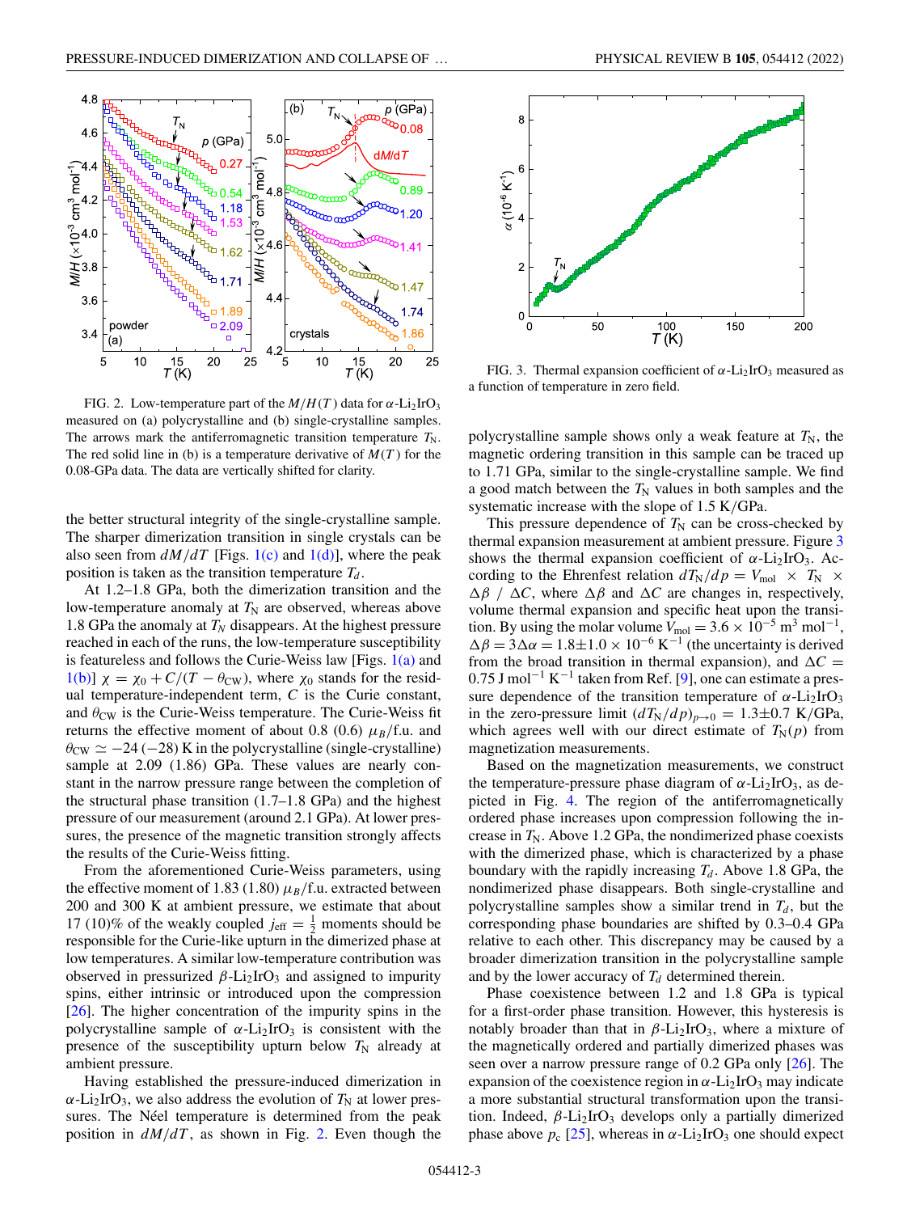FIG. 2. Low-temperature part of the $M/H(T)$ data for $\alpha$-$Li_2IrO_3$ measured on (a) polycrystalline and (b) single-crystalline samples. The arrows mark the antiferromagnetic transition temperature $T_N$. The red solid line in (b) is a temperature derivative of $M(T)$ for the 0.08-GPa data. The data are vertically shifted for clarity.

the better structural integrity of the single-crystalline sample. The sharper dimerization transition in single crystals can be also seen from $dM/dT$ [Figs. 1(c) and 1(d)], where the peak position is taken as the transition temperature $T_d$.

At 1.2–1.8 GPa, both the dimerization transition and the low-temperature anomaly at $T_N$ are observed, whereas above 1.8 GPa the anomaly at $T_N$ disappears. At the highest pressure reached in each of the runs, the low-temperature susceptibility is featureless and follows the Curie-Weiss law [Figs. 1(a) and 1(b)] $\chi = \chi_0 + C/(T - \theta_{CW})$, where $\chi_0$ stands for the residual temperature-independent term, $C$ is the Curie constant, and $\theta_{CW}$ is the Curie-Weiss temperature. The Curie-Weiss fit returns the effective moment of about 0.8 (0.6) $\mu_B$/f.u. and $\theta_{CW} \simeq -24\,(-28)$ K in the polycrystalline (single-crystalline) sample at 2.09 (1.86) GPa. These values are nearly constant in the narrow pressure range between the completion of the structural phase transition (1.7–1.8 GPa) and the highest pressure of our measurement (around 2.1 GPa). At lower pressures, the presence of the magnetic transition strongly affects the results of the Curie-Weiss fitting.

From the aforementioned Curie-Weiss parameters, using the effective moment of 1.83 (1.80) $\mu_B$/f.u. extracted between 200 and 300 K at ambient pressure, we estimate that about 17 (10)% of the weakly coupled $j_{eff} = \frac{1}{2}$ moments should be responsible for the Curie-like upturn in the dimerized phase at low temperatures. A similar low-temperature contribution was observed in pressurized $\beta$-$Li_2IrO_3$ and assigned to impurity spins, either intrinsic or introduced upon the compression [26]. The higher concentration of the impurity spins in the polycrystalline sample of $\alpha$-$Li_2IrO_3$ is consistent with the presence of the susceptibility upturn below $T_N$ already at ambient pressure.

Having established the pressure-induced dimerization in $\alpha$-$Li_2IrO_3$, we also address the evolution of $T_N$ at lower pressures. The Néel temperature is determined from the peak position in $dM/dT$, as shown in Fig. 2. Even though the polycrystalline sample shows only a weak feature at $T_N$, the magnetic ordering transition in this sample can be traced up to 1.71 GPa, similar to the single-crystalline sample. We find a good match between the $T_N$ values in both samples and the systematic increase with the slope of 1.5 K/GPa.

FIG. 3. Thermal expansion coefficient of $\alpha$-$Li_2IrO_3$ measured as a function of temperature in zero field.

This pressure dependence of $T_N$ can be cross-checked by thermal expansion measurement at ambient pressure. Figure 3 shows the thermal expansion coefficient of $\alpha$-$Li_2IrO_3$. According to the Ehrenfest relation $dT_N/dp = V_{mol} \times T_N \times \Delta\beta\ /\ \Delta C$, where $\Delta\beta$ and $\Delta C$ are changes in, respectively, volume thermal expansion and specific heat upon the transition. By using the molar volume $V_{mol} = 3.6 \times 10^{-5}$ m$^3$ mol$^{-1}$, $\Delta\beta = 3\Delta\alpha = 1.8\pm1.0 \times 10^{-6}$ K$^{-1}$ (the uncertainty is derived from the broad transition in thermal expansion), and $\Delta C = 0.75$ J mol$^{-1}$ K$^{-1}$ taken from Ref. [9], one can estimate a pressure dependence of the transition temperature of $\alpha$-$Li_2IrO_3$ in the zero-pressure limit $(dT_N/dp)_{p\to 0} = 1.3\pm0.7$ K/GPa, which agrees well with our direct estimate of $T_N(p)$ from magnetization measurements.

Based on the magnetization measurements, we construct the temperature-pressure phase diagram of $\alpha$-$Li_2IrO_3$, as depicted in Fig. 4. The region of the antiferromagnetically ordered phase increases upon compression following the increase in $T_N$. Above 1.2 GPa, the nondimerized phase coexists with the dimerized phase, which is characterized by a phase boundary with the rapidly increasing $T_d$. Above 1.8 GPa, the nondimerized phase disappears. Both single-crystalline and polycrystalline samples show a similar trend in $T_d$, but the corresponding phase boundaries are shifted by 0.3–0.4 GPa relative to each other. This discrepancy may be caused by a broader dimerization transition in the polycrystalline sample and by the lower accuracy of $T_d$ determined therein.

Phase coexistence between 1.2 and 1.8 GPa is typical for a first-order phase transition. However, this hysteresis is notably broader than that in $\beta$-$Li_2IrO_3$, where a mixture of the magnetically ordered and partially dimerized phases was seen over a narrow pressure range of 0.2 GPa only [26]. The expansion of the coexistence region in $\alpha$-$Li_2IrO_3$ may indicate a more substantial structural transformation upon the transition. Indeed, $\beta$-$Li_2IrO_3$ develops only a partially dimerized phase above $p_c$ [25], whereas in $\alpha$-$Li_2IrO_3$ one should expect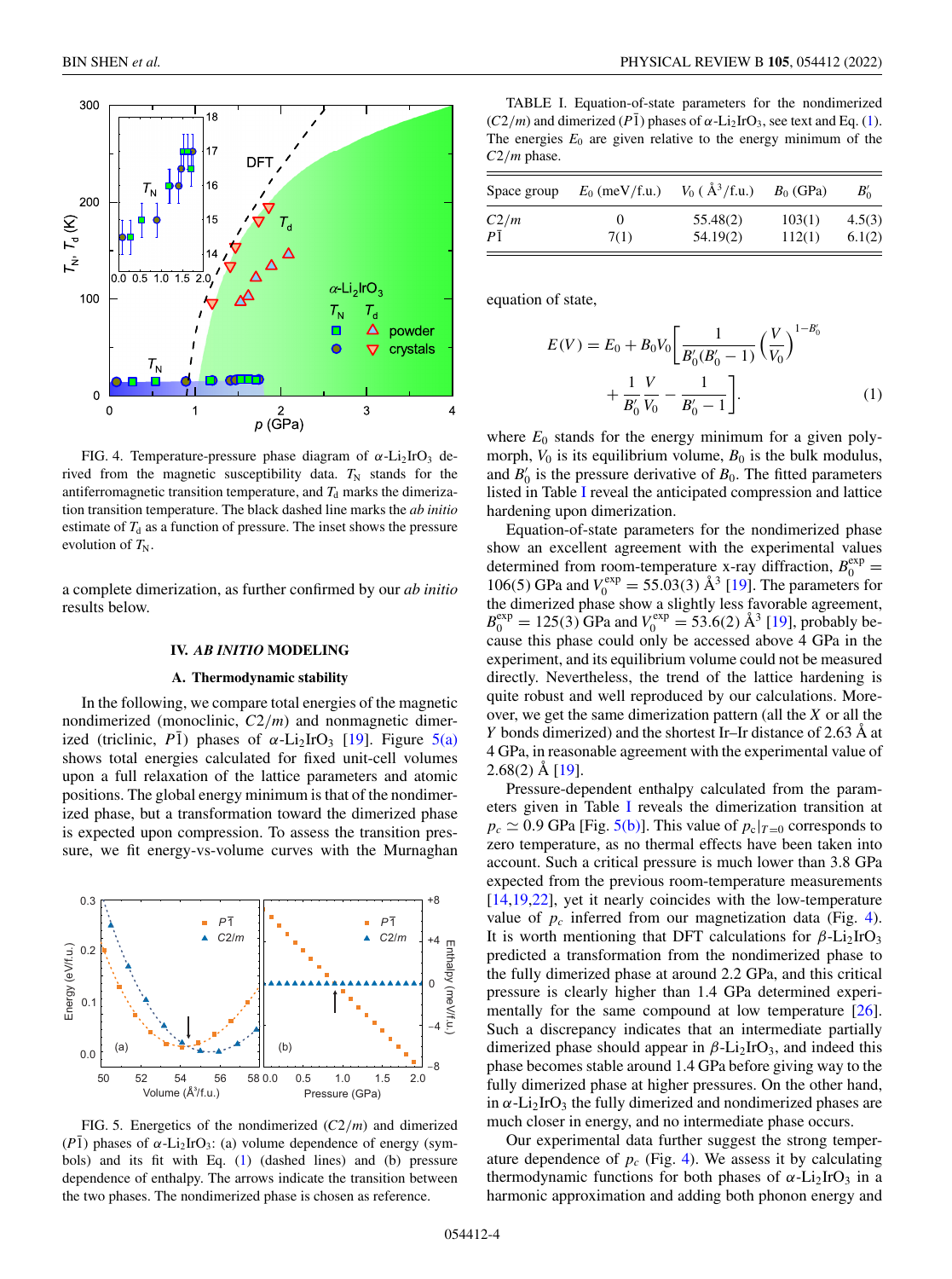FIG. 4. Temperature-pressure phase diagram of $\alpha$-$Li_2IrO_3$ derived from the magnetic susceptibility data. $T_N$ stands for the antiferromagnetic transition temperature, and $T_d$ marks the dimerization transition temperature. The black dashed line marks the *ab initio* estimate of $T_d$ as a function of pressure. The inset shows the pressure evolution of $T_N$.

a complete dimerization, as further confirmed by our *ab initio* results below.

## IV. *AB INITIO* MODELING

### A. Thermodynamic stability

In the following, we compare total energies of the magnetic nondimerized (monoclinic, $C2/m$) and nonmagnetic dimerized (triclinic, $P\bar{1}$) phases of $\alpha$-$Li_2IrO_3$ [19]. Figure 5(a) shows total energies calculated for fixed unit-cell volumes upon a full relaxation of the lattice parameters and atomic positions. The global energy minimum is that of the nondimerized phase, but a transformation toward the dimerized phase is expected upon compression. To assess the transition pressure, we fit energy-vs-volume curves with the Murnaghan equation of state,

$$E(V) = E_0 + B_0 V_0 \left[ \frac{1}{B_0'(B_0'-1)} \left( \frac{V}{V_0} \right)^{1-B_0'} + \frac{1}{B_0'} \frac{V}{V_0} - \frac{1}{B_0'-1} \right]. \quad (1)$$

FIG. 5. Energetics of the nondimerized ($C2/m$) and dimerized ($P\bar{1}$) phases of $\alpha$-$Li_2IrO_3$: (a) volume dependence of energy (symbols) and its fit with Eq. (1) (dashed lines) and (b) pressure dependence of enthalpy. The arrows indicate the transition between the two phases. The nondimerized phase is chosen as reference.

TABLE I. Equation-of-state parameters for the nondimerized ($C2/m$) and dimerized ($P\bar{1}$) phases of $\alpha$-$Li_2IrO_3$, see text and Eq. (1). The energies $E_0$ are given relative to the energy minimum of the $C2/m$ phase.

| Space group | $E_0$ (meV/f.u.) | $V_0$ ( Å$^3$/f.u.) | $B_0$ (GPa) | $B_0'$ |
|---|---|---|---|---|
| $C2/m$ | 0 | 55.48(2) | 103(1) | 4.5(3) |
| $P\bar{1}$ | 7(1) | 54.19(2) | 112(1) | 6.1(2) |

where $E_0$ stands for the energy minimum for a given polymorph, $V_0$ is its equilibrium volume, $B_0$ is the bulk modulus, and $B_0'$ is the pressure derivative of $B_0$. The fitted parameters listed in Table I reveal the anticipated compression and lattice hardening upon dimerization.

Equation-of-state parameters for the nondimerized phase show an excellent agreement with the experimental values determined from room-temperature x-ray diffraction, $B_0^{\text{exp}} = 106(5)$ GPa and $V_0^{\text{exp}} = 55.03(3)$ Å$^3$ [19]. The parameters for the dimerized phase show a slightly less favorable agreement, $B_0^{\text{exp}} = 125(3)$ GPa and $V_0^{\text{exp}} = 53.6(2)$ Å$^3$ [19], probably because this phase could only be accessed above 4 GPa in the experiment, and its equilibrium volume could not be measured directly. Nevertheless, the trend of the lattice hardening is quite robust and well reproduced by our calculations. Moreover, we get the same dimerization pattern (all the $X$ or all the $Y$ bonds dimerized) and the shortest Ir–Ir distance of 2.63 Å at 4 GPa, in reasonable agreement with the experimental value of 2.68(2) Å [19].

Pressure-dependent enthalpy calculated from the parameters given in Table I reveals the dimerization transition at $p_c \simeq 0.9$ GPa [Fig. 5(b)]. This value of $p_c|_{T=0}$ corresponds to zero temperature, as no thermal effects have been taken into account. Such a critical pressure is much lower than 3.8 GPa expected from the previous room-temperature measurements [14,19,22], yet it nearly coincides with the low-temperature value of $p_c$ inferred from our magnetization data (Fig. 4). It is worth mentioning that DFT calculations for $\beta$-$Li_2IrO_3$ predicted a transformation from the nondimerized phase to the fully dimerized phase at around 2.2 GPa, and this critical pressure is clearly higher than 1.4 GPa determined experimentally for the same compound at low temperature [26]. Such a discrepancy indicates that an intermediate partially dimerized phase should appear in $\beta$-$Li_2IrO_3$, and indeed this phase becomes stable around 1.4 GPa before giving way to the fully dimerized phase at higher pressures. On the other hand, in $\alpha$-$Li_2IrO_3$ the fully dimerized and nondimerized phases are much closer in energy, and no intermediate phase occurs.

Our experimental data further suggest the strong temperature dependence of $p_c$ (Fig. 4). We assess it by calculating thermodynamic functions for both phases of $\alpha$-$Li_2IrO_3$ in a harmonic approximation and adding both phonon energy and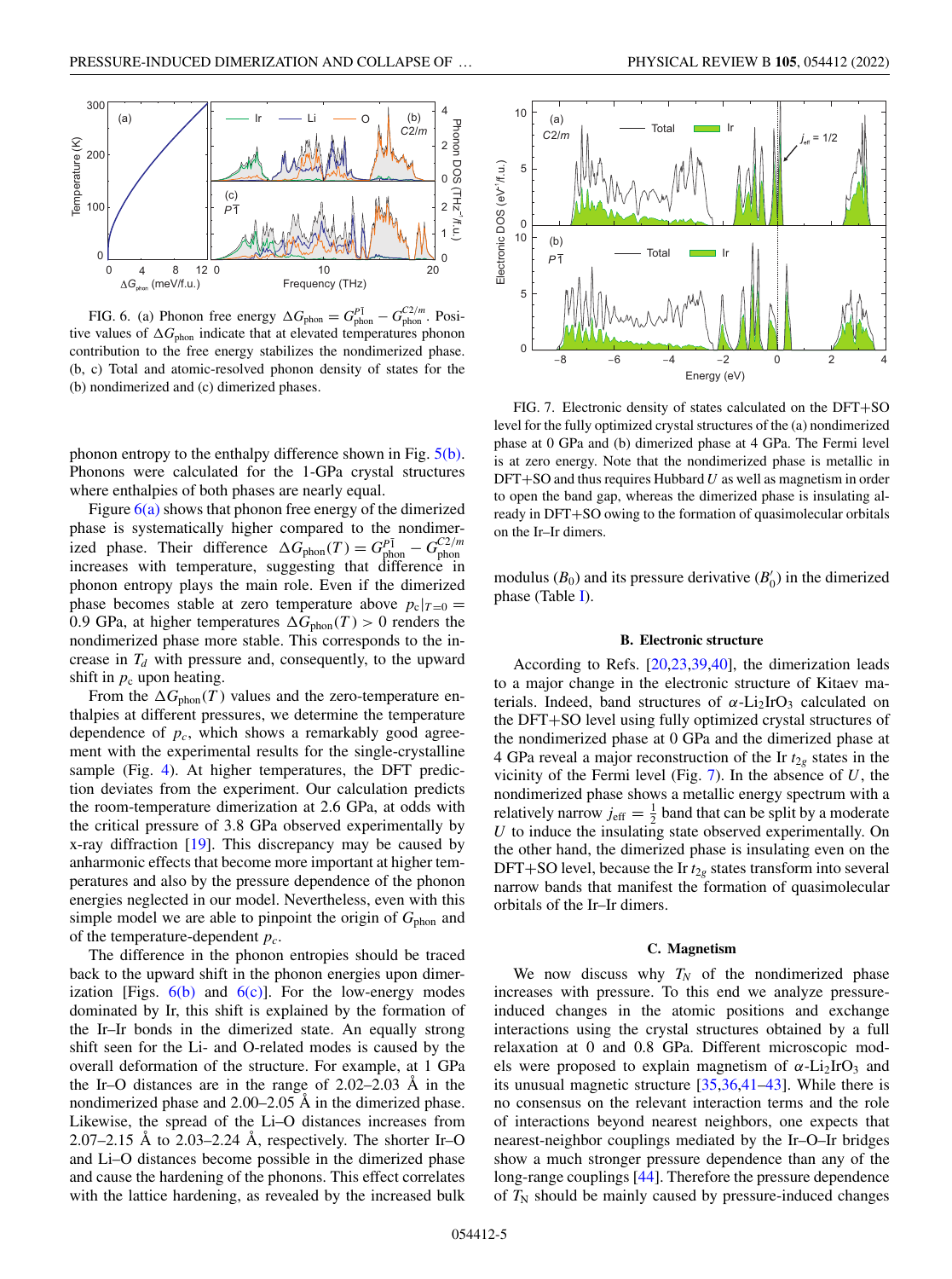FIG. 6. (a) Phonon free energy $\Delta G_{\text{phon}} = G_{\text{phon}}^{P\bar{1}} - G_{\text{phon}}^{C2/m}$. Positive values of $\Delta G_{\text{phon}}$ indicate that at elevated temperatures phonon contribution to the free energy stabilizes the nondimerized phase. (b, c) Total and atomic-resolved phonon density of states for the (b) nondimerized and (c) dimerized phases.

phonon entropy to the enthalpy difference shown in Fig. 5(b). Phonons were calculated for the 1-GPa crystal structures where enthalpies of both phases are nearly equal.

Figure 6(a) shows that phonon free energy of the dimerized phase is systematically higher compared to the nondimerized phase. Their difference $\Delta G_{\text{phon}}(T) = G_{\text{phon}}^{P\bar{1}} - G_{\text{phon}}^{C2/m}$ increases with temperature, suggesting that difference in phonon entropy plays the main role. Even if the dimerized phase becomes stable at zero temperature above $p_c|_{T=0} = 0.9$ GPa, at higher temperatures $\Delta G_{\text{phon}}(T) > 0$ renders the nondimerized phase more stable. This corresponds to the increase in $T_d$ with pressure and, consequently, to the upward shift in $p_c$ upon heating.

From the $\Delta G_{\text{phon}}(T)$ values and the zero-temperature enthalpies at different pressures, we determine the temperature dependence of $p_c$, which shows a remarkably good agreement with the experimental results for the single-crystalline sample (Fig. 4). At higher temperatures, the DFT prediction deviates from the experiment. Our calculation predicts the room-temperature dimerization at 2.6 GPa, at odds with the critical pressure of 3.8 GPa observed experimentally by x-ray diffraction [19]. This discrepancy may be caused by anharmonic effects that become more important at higher temperatures and also by the pressure dependence of the phonon energies neglected in our model. Nevertheless, even with this simple model we are able to pinpoint the origin of $G_{\text{phon}}$ and of the temperature-dependent $p_c$.

The difference in the phonon entropies should be traced back to the upward shift in the phonon energies upon dimerization [Figs. 6(b) and 6(c)]. For the low-energy modes dominated by Ir, this shift is explained by the formation of the Ir–Ir bonds in the dimerized state. An equally strong shift seen for the Li- and O-related modes is caused by the overall deformation of the structure. For example, at 1 GPa the Ir–O distances are in the range of 2.02–2.03 Å in the nondimerized phase and 2.00–2.05 Å in the dimerized phase. Likewise, the spread of the Li–O distances increases from 2.07–2.15 Å to 2.03–2.24 Å, respectively. The shorter Ir–O and Li–O distances become possible in the dimerized phase and cause the hardening of the phonons. This effect correlates with the lattice hardening, as revealed by the increased bulk modulus ($B_0$) and its pressure derivative ($B_0'$) in the dimerized phase (Table I).

FIG. 7. Electronic density of states calculated on the DFT+SO level for the fully optimized crystal structures of the (a) nondimerized phase at 0 GPa and (b) dimerized phase at 4 GPa. The Fermi level is at zero energy. Note that the nondimerized phase is metallic in DFT+SO and thus requires Hubbard $U$ as well as magnetism in order to open the band gap, whereas the dimerized phase is insulating already in DFT+SO owing to the formation of quasimolecular orbitals on the Ir–Ir dimers.

### B. Electronic structure

According to Refs. [20,23,39,40], the dimerization leads to a major change in the electronic structure of Kitaev materials. Indeed, band structures of $\alpha$-$Li_2IrO_3$ calculated on the DFT+SO level using fully optimized crystal structures of the nondimerized phase at 0 GPa and the dimerized phase at 4 GPa reveal a major reconstruction of the Ir $t_{2g}$ states in the vicinity of the Fermi level (Fig. 7). In the absence of $U$, the nondimerized phase shows a metallic energy spectrum with a relatively narrow $j_{\text{eff}} = \frac{1}{2}$ band that can be split by a moderate $U$ to induce the insulating state observed experimentally. On the other hand, the dimerized phase is insulating even on the DFT+SO level, because the Ir $t_{2g}$ states transform into several narrow bands that manifest the formation of quasimolecular orbitals of the Ir–Ir dimers.

### C. Magnetism

We now discuss why $T_N$ of the nondimerized phase increases with pressure. To this end we analyze pressure-induced changes in the atomic positions and exchange interactions using the crystal structures obtained by a full relaxation at 0 and 0.8 GPa. Different microscopic models were proposed to explain magnetism of $\alpha$-$Li_2IrO_3$ and its unusual magnetic structure [35,36,41–43]. While there is no consensus on the relevant interaction terms and the role of interactions beyond nearest neighbors, one expects that nearest-neighbor couplings mediated by the Ir–O–Ir bridges show a much stronger pressure dependence than any of the long-range couplings [44]. Therefore the pressure dependence of $T_N$ should be mainly caused by pressure-induced changes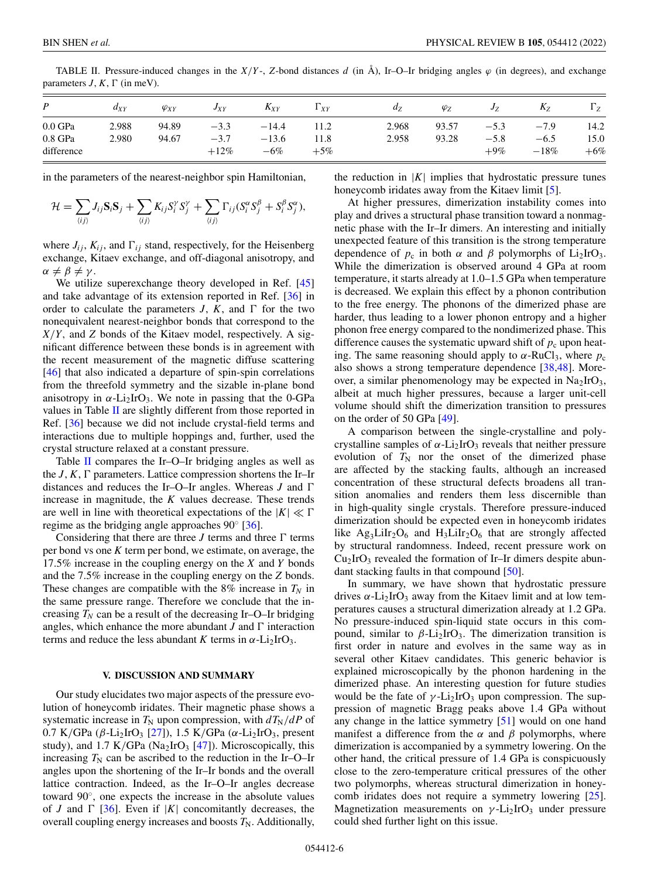TABLE II. Pressure-induced changes in the $X/Y$-, $Z$-bond distances $d$ (in Å), Ir–O–Ir bridging angles $\varphi$ (in degrees), and exchange parameters $J$, $K$, $\Gamma$ (in meV).

| $P$ | $d_{XY}$ | $\varphi_{XY}$ | $J_{XY}$ | $K_{XY}$ | $\Gamma_{XY}$ | $d_Z$ | $\varphi_Z$ | $J_Z$ | $K_Z$ | $\Gamma_Z$ |
|---|---|---|---|---|---|---|---|---|---|---|
| 0.0 GPa | 2.988 | 94.89 | −3.3 | −14.4 | 11.2 | 2.968 | 93.57 | −5.3 | −7.9 | 14.2 |
| 0.8 GPa | 2.980 | 94.67 | −3.7 | −13.6 | 11.8 | 2.958 | 93.28 | −5.8 | −6.5 | 15.0 |
| difference | | | +12% | −6% | +5% | | | +9% | −18% | +6% |

in the parameters of the nearest-neighbor spin Hamiltonian,

$$\mathcal{H} = \sum_{\langle ij \rangle} J_{ij}\mathbf{S}_i\mathbf{S}_j + \sum_{\langle ij \rangle} K_{ij}S_i^{\gamma}S_j^{\gamma} + \sum_{\langle ij \rangle} \Gamma_{ij}(S_i^{\alpha}S_j^{\beta} + S_i^{\beta}S_j^{\alpha}),$$

where $J_{ij}$, $K_{ij}$, and $\Gamma_{ij}$ stand, respectively, for the Heisenberg exchange, Kitaev exchange, and off-diagonal anisotropy, and $\alpha \neq \beta \neq \gamma$.

We utilize superexchange theory developed in Ref. [45] and take advantage of its extension reported in Ref. [36] in order to calculate the parameters $J$, $K$, and $\Gamma$ for the two nonequivalent nearest-neighbor bonds that correspond to the $X/Y$, and $Z$ bonds of the Kitaev model, respectively. A significant difference between these bonds is in agreement with the recent measurement of the magnetic diffuse scattering [46] that also indicated a departure of spin-spin correlations from the threefold symmetry and the sizable in-plane bond anisotropy in $\alpha$-$Li_2IrO_3$. We note in passing that the 0-GPa values in Table II are slightly different from those reported in Ref. [36] because we did not include crystal-field terms and interactions due to multiple hoppings and, further, used the crystal structure relaxed at a constant pressure.

Table II compares the Ir–O–Ir bridging angles as well as the $J$, $K$, $\Gamma$ parameters. Lattice compression shortens the Ir–Ir distances and reduces the Ir–O–Ir angles. Whereas $J$ and $\Gamma$ increase in magnitude, the $K$ values decrease. These trends are well in line with theoretical expectations of the $|K| \ll \Gamma$ regime as the bridging angle approaches 90° [36].

Considering that there are three $J$ terms and three $\Gamma$ terms per bond vs one $K$ term per bond, we estimate, on average, the 17.5% increase in the coupling energy on the $X$ and $Y$ bonds and the 7.5% increase in the coupling energy on the $Z$ bonds. These changes are compatible with the 8% increase in $T_N$ in the same pressure range. Therefore we conclude that the increasing $T_N$ can be a result of the decreasing Ir–O–Ir bridging angles, which enhance the more abundant $J$ and $\Gamma$ interaction terms and reduce the less abundant $K$ terms in $\alpha$-$Li_2IrO_3$.

## V. DISCUSSION AND SUMMARY

Our study elucidates two major aspects of the pressure evolution of honeycomb iridates. Their magnetic phase shows a systematic increase in $T_N$ upon compression, with $dT_N/dP$ of 0.7 K/GPa ($\beta$-$Li_2IrO_3$ [27]), 1.5 K/GPa ($\alpha$-$Li_2IrO_3$, present study), and 1.7 K/GPa ($Na_2IrO_3$ [47]). Microscopically, this increasing $T_N$ can be ascribed to the reduction in the Ir–O–Ir angles upon the shortening of the Ir–Ir bonds and the overall lattice contraction. Indeed, as the Ir–O–Ir angles decrease toward 90°, one expects the increase in the absolute values of $J$ and $\Gamma$ [36]. Even if $|K|$ concomitantly decreases, the overall coupling energy increases and boosts $T_N$. Additionally, the reduction in $|K|$ implies that hydrostatic pressure tunes honeycomb iridates away from the Kitaev limit [5].

At higher pressures, dimerization instability comes into play and drives a structural phase transition toward a nonmagnetic phase with the Ir–Ir dimers. An interesting and initially unexpected feature of this transition is the strong temperature dependence of $p_c$ in both $\alpha$ and $\beta$ polymorphs of $Li_2IrO_3$. While the dimerization is observed around 4 GPa at room temperature, it starts already at 1.0–1.5 GPa when temperature is decreased. We explain this effect by a phonon contribution to the free energy. The phonons of the dimerized phase are harder, thus leading to a lower phonon entropy and a higher phonon free energy compared to the nondimerized phase. This difference causes the systematic upward shift of $p_c$ upon heating. The same reasoning should apply to $\alpha$-$RuCl_3$, where $p_c$ also shows a strong temperature dependence [38,48]. Moreover, a similar phenomenology may be expected in $Na_2IrO_3$, albeit at much higher pressures, because a larger unit-cell volume should shift the dimerization transition to pressures on the order of 50 GPa [49].

A comparison between the single-crystalline and polycrystalline samples of $\alpha$-$Li_2IrO_3$ reveals that neither pressure evolution of $T_N$ nor the onset of the dimerized phase are affected by the stacking faults, although an increased concentration of these structural defects broadens all transition anomalies and renders them less discernible than in high-quality single crystals. Therefore pressure-induced dimerization should be expected even in honeycomb iridates like $Ag_3LiIr_2O_6$ and $H_3LiIr_2O_6$ that are strongly affected by structural randomness. Indeed, recent pressure work on $Cu_2IrO_3$ revealed the formation of Ir–Ir dimers despite abundant stacking faults in that compound [50].

In summary, we have shown that hydrostatic pressure drives $\alpha$-$Li_2IrO_3$ away from the Kitaev limit and at low temperatures causes a structural dimerization already at 1.2 GPa. No pressure-induced spin-liquid state occurs in this compound, similar to $\beta$-$Li_2IrO_3$. The dimerization transition is first order in nature and evolves in the same way as in several other Kitaev candidates. This generic behavior is explained microscopically by the phonon hardening in the dimerized phase. An interesting question for future studies would be the fate of $\gamma$-$Li_2IrO_3$ upon compression. The suppression of magnetic Bragg peaks above 1.4 GPa without any change in the lattice symmetry [51] would on one hand manifest a difference from the $\alpha$ and $\beta$ polymorphs, where dimerization is accompanied by a symmetry lowering. On the other hand, the critical pressure of 1.4 GPa is conspicuously close to the zero-temperature critical pressures of the other two polymorphs, whereas structural dimerization in honeycomb iridates does not require a symmetry lowering [25]. Magnetization measurements on $\gamma$-$Li_2IrO_3$ under pressure could shed further light on this issue.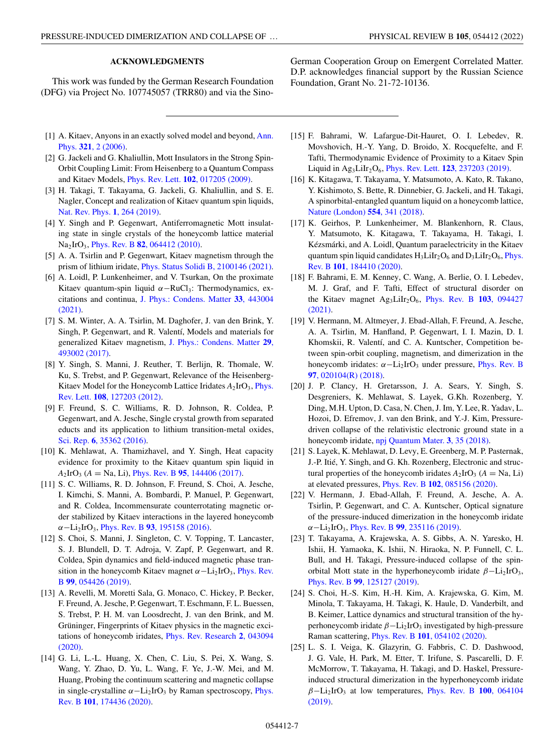## ACKNOWLEDGMENTS

This work was funded by the German Research Foundation (DFG) via Project No. 107745057 (TRR80) and via the Sino-German Cooperation Group on Emergent Correlated Matter. D.P. acknowledges financial support by the Russian Science Foundation, Grant No. 21-72-10136.

---

[1] A. Kitaev, Anyons in an exactly solved model and beyond, Ann. Phys. **321**, 2 (2006).

[2] G. Jackeli and G. Khaliullin, Mott Insulators in the Strong Spin-Orbit Coupling Limit: From Heisenberg to a Quantum Compass and Kitaev Models, Phys. Rev. Lett. **102**, 017205 (2009).

[3] H. Takagi, T. Takayama, G. Jackeli, G. Khaliullin, and S. E. Nagler, Concept and realization of Kitaev quantum spin liquids, Nat. Rev. Phys. **1**, 264 (2019).

[4] Y. Singh and P. Gegenwart, Antiferromagnetic Mott insulating state in single crystals of the honeycomb lattice material $Na_2IrO_3$, Phys. Rev. B **82**, 064412 (2010).

[5] A. A. Tsirlin and P. Gegenwart, Kitaev magnetism through the prism of lithium iridate, Phys. Status Solidi B, 2100146 (2021).

[6] A. Loidl, P. Lunkenheimer, and V. Tsurkan, On the proximate Kitaev quantum-spin liquid $\alpha-RuCl_3$: Thermodynamics, excitations and continua, J. Phys.: Condens. Matter **33**, 443004 (2021).

[7] S. M. Winter, A. A. Tsirlin, M. Daghofer, J. van den Brink, Y. Singh, P. Gegenwart, and R. Valentí, Models and materials for generalized Kitaev magnetism, J. Phys.: Condens. Matter **29**, 493002 (2017).

[8] Y. Singh, S. Manni, J. Reuther, T. Berlijn, R. Thomale, W. Ku, S. Trebst, and P. Gegenwart, Relevance of the Heisenberg-Kitaev Model for the Honeycomb Lattice Iridates $A_2IrO_3$, Phys. Rev. Lett. **108**, 127203 (2012).

[9] F. Freund, S. C. Williams, R. D. Johnson, R. Coldea, P. Gegenwart, and A. Jesche, Single crystal growth from separated educts and its application to lithium transition-metal oxides, Sci. Rep. **6**, 35362 (2016).

[10] K. Mehlawat, A. Thamizhavel, and Y. Singh, Heat capacity evidence for proximity to the Kitaev quantum spin liquid in $A_2IrO_3$ ($A$ = Na, Li), Phys. Rev. B **95**, 144406 (2017).

[11] S. C. Williams, R. D. Johnson, F. Freund, S. Choi, A. Jesche, I. Kimchi, S. Manni, A. Bombardi, P. Manuel, P. Gegenwart, and R. Coldea, Incommensurate counterrotating magnetic order stabilized by Kitaev interactions in the layered honeycomb $\alpha-Li_2IrO_3$, Phys. Rev. B **93**, 195158 (2016).

[12] S. Choi, S. Manni, J. Singleton, C. V. Topping, T. Lancaster, S. J. Blundell, D. T. Adroja, V. Zapf, P. Gegenwart, and R. Coldea, Spin dynamics and field-induced magnetic phase transition in the honeycomb Kitaev magnet $\alpha-Li_2IrO_3$, Phys. Rev. B **99**, 054426 (2019).

[13] A. Revelli, M. Moretti Sala, G. Monaco, C. Hickey, P. Becker, F. Freund, A. Jesche, P. Gegenwart, T. Eschmann, F. L. Buessen, S. Trebst, P. H. M. van Loosdrecht, J. van den Brink, and M. Grüninger, Fingerprints of Kitaev physics in the magnetic excitations of honeycomb iridates, Phys. Rev. Research **2**, 043094 (2020).

[14] G. Li, L.-L. Huang, X. Chen, C. Liu, S. Pei, X. Wang, S. Wang, Y. Zhao, D. Yu, L. Wang, F. Ye, J.-W. Mei, and M. Huang, Probing the continuum scattering and magnetic collapse in single-crystalline $\alpha-Li_2IrO_3$ by Raman spectroscopy, Phys. Rev. B **101**, 174436 (2020).

[15] F. Bahrami, W. Lafargue-Dit-Hauret, O. I. Lebedev, R. Movshovich, H.-Y. Yang, D. Broido, X. Rocquefelte, and F. Tafti, Thermodynamic Evidence of Proximity to a Kitaev Spin Liquid in $Ag_3LiIr_2O_6$, Phys. Rev. Lett. **123**, 237203 (2019).

[16] K. Kitagawa, T. Takayama, Y. Matsumoto, A. Kato, R. Takano, Y. Kishimoto, S. Bette, R. Dinnebier, G. Jackeli, and H. Takagi, A spinorbital-entangled quantum liquid on a honeycomb lattice, Nature (London) **554**, 341 (2018).

[17] K. Geirhos, P. Lunkenheimer, M. Blankenhorn, R. Claus, Y. Matsumoto, K. Kitagawa, T. Takayama, H. Takagi, I. Kézsmárki, and A. Loidl, Quantum paraelectricity in the Kitaev quantum spin liquid candidates $H_3LiIr_2O_6$ and $D_3LiIr_2O_6$, Phys. Rev. B **101**, 184410 (2020).

[18] F. Bahrami, E. M. Kenney, C. Wang, A. Berlie, O. I. Lebedev, M. J. Graf, and F. Tafti, Effect of structural disorder on the Kitaev magnet $Ag_3LiIr_2O_6$, Phys. Rev. B **103**, 094427 (2021).

[19] V. Hermann, M. Altmeyer, J. Ebad-Allah, F. Freund, A. Jesche, A. A. Tsirlin, M. Hanfland, P. Gegenwart, I. I. Mazin, D. I. Khomskii, R. Valentí, and C. A. Kuntscher, Competition between spin-orbit coupling, magnetism, and dimerization in the honeycomb iridates: $\alpha-Li_2IrO_3$ under pressure, Phys. Rev. B **97**, 020104(R) (2018).

[20] J. P. Clancy, H. Gretarsson, J. A. Sears, Y. Singh, S. Desgreniers, K. Mehlawat, S. Layek, G.Kh. Rozenberg, Y. Ding, M.H. Upton, D. Casa, N. Chen, J. Im, Y. Lee, R. Yadav, L. Hozoi, D. Efremov, J. van den Brink, and Y.-J. Kim, Pressure-driven collapse of the relativistic electronic ground state in a honeycomb iridate, npj Quantum Mater. **3**, 35 (2018).

[21] S. Layek, K. Mehlawat, D. Levy, E. Greenberg, M. P. Pasternak, J.-P. Itié, Y. Singh, and G. Kh. Rozenberg, Electronic and structural properties of the honeycomb iridates $A_2IrO_3$ ($A$ = Na, Li) at elevated pressures, Phys. Rev. B **102**, 085156 (2020).

[22] V. Hermann, J. Ebad-Allah, F. Freund, A. Jesche, A. A. Tsirlin, P. Gegenwart, and C. A. Kuntscher, Optical signature of the pressure-induced dimerization in the honeycomb iridate $\alpha-Li_2IrO_3$, Phys. Rev. B **99**, 235116 (2019).

[23] T. Takayama, A. Krajewska, A. S. Gibbs, A. N. Yaresko, H. Ishii, H. Yamaoka, K. Ishii, N. Hiraoka, N. P. Funnell, C. L. Bull, and H. Takagi, Pressure-induced collapse of the spin-orbital Mott state in the hyperhoneycomb iridate $\beta-Li_2IrO_3$, Phys. Rev. B **99**, 125127 (2019).

[24] S. Choi, H.-S. Kim, H.-H. Kim, A. Krajewska, G. Kim, M. Minola, T. Takayama, H. Takagi, K. Haule, D. Vanderbilt, and B. Keimer, Lattice dynamics and structural transition of the hyperhoneycomb iridate $\beta-Li_2IrO_3$ investigated by high-pressure Raman scattering, Phys. Rev. B **101**, 054102 (2020).

[25] L. S. I. Veiga, K. Glazyrin, G. Fabbris, C. D. Dashwood, J. G. Vale, H. Park, M. Etter, T. Irifune, S. Pascarelli, D. F. McMorrow, T. Takayama, H. Takagi, and D. Haskel, Pressure-induced structural dimerization in the hyperhoneycomb iridate $\beta-Li_2IrO_3$ at low temperatures, Phys. Rev. B **100**, 064104 (2019).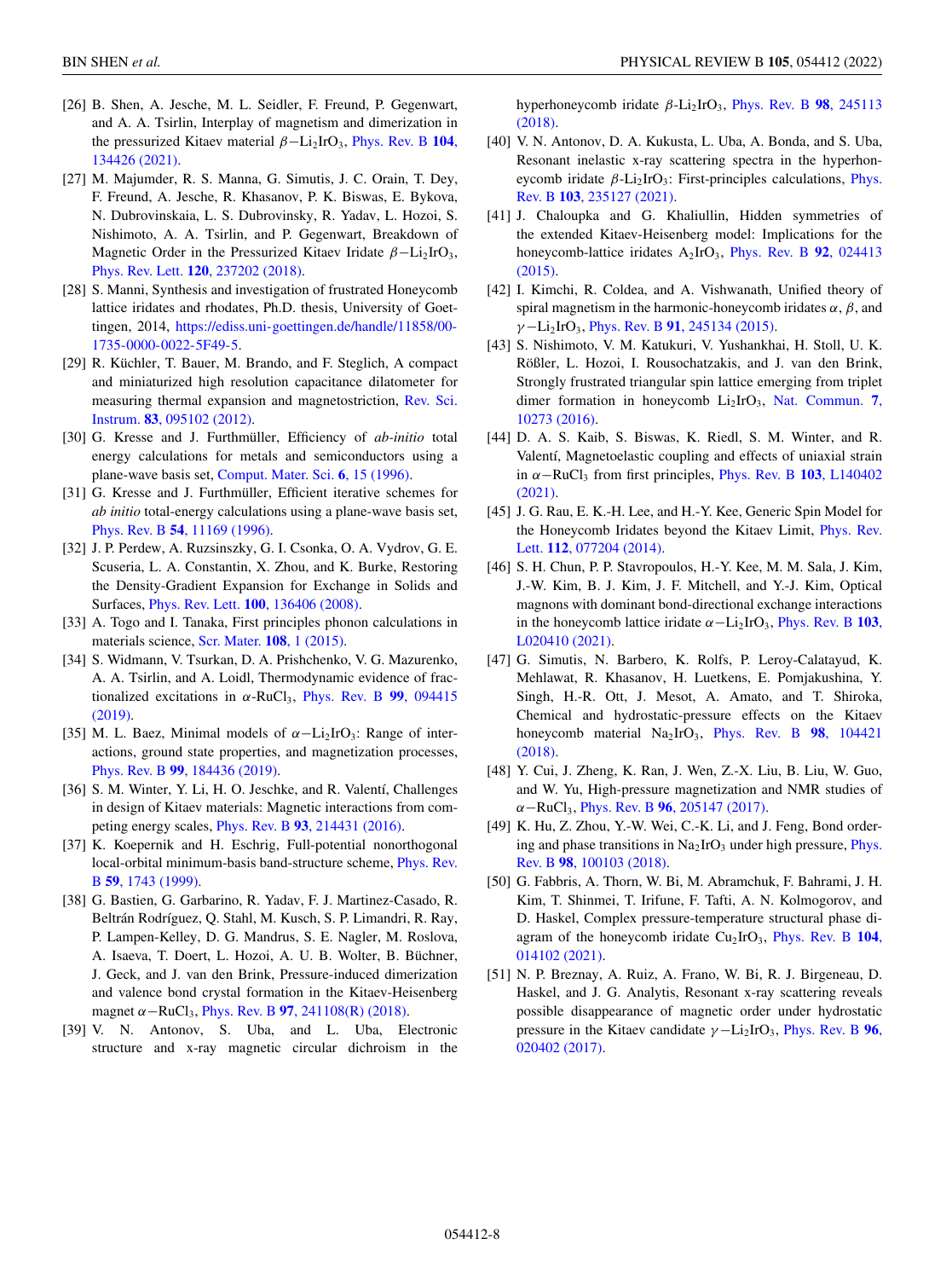[26] B. Shen, A. Jesche, M. L. Seidler, F. Freund, P. Gegenwart, and A. A. Tsirlin, Interplay of magnetism and dimerization in the pressurized Kitaev material $\beta-Li_2IrO_3$, Phys. Rev. B **104**, 134426 (2021).

[27] M. Majumder, R. S. Manna, G. Simutis, J. C. Orain, T. Dey, F. Freund, A. Jesche, R. Khasanov, P. K. Biswas, E. Bykova, N. Dubrovinskaia, L. S. Dubrovinsky, R. Yadav, L. Hozoi, S. Nishimoto, A. A. Tsirlin, and P. Gegenwart, Breakdown of Magnetic Order in the Pressurized Kitaev Iridate $\beta-Li_2IrO_3$, Phys. Rev. Lett. **120**, 237202 (2018).

[28] S. Manni, Synthesis and investigation of frustrated Honeycomb lattice iridates and rhodates, Ph.D. thesis, University of Goettingen, 2014, https://ediss.uni-goettingen.de/handle/11858/00-1735-0000-0022-5F49-5.

[29] R. Küchler, T. Bauer, M. Brando, and F. Steglich, A compact and miniaturized high resolution capacitance dilatometer for measuring thermal expansion and magnetostriction, Rev. Sci. Instrum. **83**, 095102 (2012).

[30] G. Kresse and J. Furthmüller, Efficiency of *ab-initio* total energy calculations for metals and semiconductors using a plane-wave basis set, Comput. Mater. Sci. **6**, 15 (1996).

[31] G. Kresse and J. Furthmüller, Efficient iterative schemes for *ab initio* total-energy calculations using a plane-wave basis set, Phys. Rev. B **54**, 11169 (1996).

[32] J. P. Perdew, A. Ruzsinszky, G. I. Csonka, O. A. Vydrov, G. E. Scuseria, L. A. Constantin, X. Zhou, and K. Burke, Restoring the Density-Gradient Expansion for Exchange in Solids and Surfaces, Phys. Rev. Lett. **100**, 136406 (2008).

[33] A. Togo and I. Tanaka, First principles phonon calculations in materials science, Scr. Mater. **108**, 1 (2015).

[34] S. Widmann, V. Tsurkan, D. A. Prishchenko, V. G. Mazurenko, A. A. Tsirlin, and A. Loidl, Thermodynamic evidence of fractionalized excitations in $\alpha$-$RuCl_3$, Phys. Rev. B **99**, 094415 (2019).

[35] M. L. Baez, Minimal models of $\alpha-Li_2IrO_3$: Range of interactions, ground state properties, and magnetization processes, Phys. Rev. B **99**, 184436 (2019).

[36] S. M. Winter, Y. Li, H. O. Jeschke, and R. Valentí, Challenges in design of Kitaev materials: Magnetic interactions from competing energy scales, Phys. Rev. B **93**, 214431 (2016).

[37] K. Koepernik and H. Eschrig, Full-potential nonorthogonal local-orbital minimum-basis band-structure scheme, Phys. Rev. B **59**, 1743 (1999).

[38] G. Bastien, G. Garbarino, R. Yadav, F. J. Martinez-Casado, R. Beltrán Rodríguez, Q. Stahl, M. Kusch, S. P. Limandri, R. Ray, P. Lampen-Kelley, D. G. Mandrus, S. E. Nagler, M. Roslova, A. Isaeva, T. Doert, L. Hozoi, A. U. B. Wolter, B. Büchner, J. Geck, and J. van den Brink, Pressure-induced dimerization and valence bond crystal formation in the Kitaev-Heisenberg magnet $\alpha-RuCl_3$, Phys. Rev. B **97**, 241108(R) (2018).

[39] V. N. Antonov, S. Uba, and L. Uba, Electronic structure and x-ray magnetic circular dichroism in the hyperhoneycomb iridate $\beta$-$Li_2IrO_3$, Phys. Rev. B **98**, 245113 (2018).

[40] V. N. Antonov, D. A. Kukusta, L. Uba, A. Bonda, and S. Uba, Resonant inelastic x-ray scattering spectra in the hyperhoneycomb iridate $\beta$-$Li_2IrO_3$: First-principles calculations, Phys. Rev. B **103**, 235127 (2021).

[41] J. Chaloupka and G. Khaliullin, Hidden symmetries of the extended Kitaev-Heisenberg model: Implications for the honeycomb-lattice iridates $A_2IrO_3$, Phys. Rev. B **92**, 024413 (2015).

[42] I. Kimchi, R. Coldea, and A. Vishwanath, Unified theory of spiral magnetism in the harmonic-honeycomb iridates $\alpha$, $\beta$, and $\gamma-Li_2IrO_3$, Phys. Rev. B **91**, 245134 (2015).

[43] S. Nishimoto, V. M. Katukuri, V. Yushankhai, H. Stoll, U. K. Rößler, L. Hozoi, I. Rousochatzakis, and J. van den Brink, Strongly frustrated triangular spin lattice emerging from triplet dimer formation in honeycomb $Li_2IrO_3$, Nat. Commun. **7**, 10273 (2016).

[44] D. A. S. Kaib, S. Biswas, K. Riedl, S. M. Winter, and R. Valentí, Magnetoelastic coupling and effects of uniaxial strain in $\alpha-RuCl_3$ from first principles, Phys. Rev. B **103**, L140402 (2021).

[45] J. G. Rau, E. K.-H. Lee, and H.-Y. Kee, Generic Spin Model for the Honeycomb Iridates beyond the Kitaev Limit, Phys. Rev. Lett. **112**, 077204 (2014).

[46] S. H. Chun, P. P. Stavropoulos, H.-Y. Kee, M. M. Sala, J. Kim, J.-W. Kim, B. J. Kim, J. F. Mitchell, and Y.-J. Kim, Optical magnons with dominant bond-directional exchange interactions in the honeycomb lattice iridate $\alpha-Li_2IrO_3$, Phys. Rev. B **103**, L020410 (2021).

[47] G. Simutis, N. Barbero, K. Rolfs, P. Leroy-Calatayud, K. Mehlawat, R. Khasanov, H. Luetkens, E. Pomjakushina, Y. Singh, H.-R. Ott, J. Mesot, A. Amato, and T. Shiroka, Chemical and hydrostatic-pressure effects on the Kitaev honeycomb material $Na_2IrO_3$, Phys. Rev. B **98**, 104421 (2018).

[48] Y. Cui, J. Zheng, K. Ran, J. Wen, Z.-X. Liu, B. Liu, W. Guo, and W. Yu, High-pressure magnetization and NMR studies of $\alpha-RuCl_3$, Phys. Rev. B **96**, 205147 (2017).

[49] K. Hu, Z. Zhou, Y.-W. Wei, C.-K. Li, and J. Feng, Bond ordering and phase transitions in $Na_2IrO_3$ under high pressure, Phys. Rev. B **98**, 100103 (2018).

[50] G. Fabbris, A. Thorn, W. Bi, M. Abramchuk, F. Bahrami, J. H. Kim, T. Shinmei, T. Irifune, F. Tafti, A. N. Kolmogorov, and D. Haskel, Complex pressure-temperature structural phase diagram of the honeycomb iridate $Cu_2IrO_3$, Phys. Rev. B **104**, 014102 (2021).

[51] N. P. Breznay, A. Ruiz, A. Frano, W. Bi, R. J. Birgeneau, D. Haskel, and J. G. Analytis, Resonant x-ray scattering reveals possible disappearance of magnetic order under hydrostatic pressure in the Kitaev candidate $\gamma-Li_2IrO_3$, Phys. Rev. B **96**, 020402 (2017).